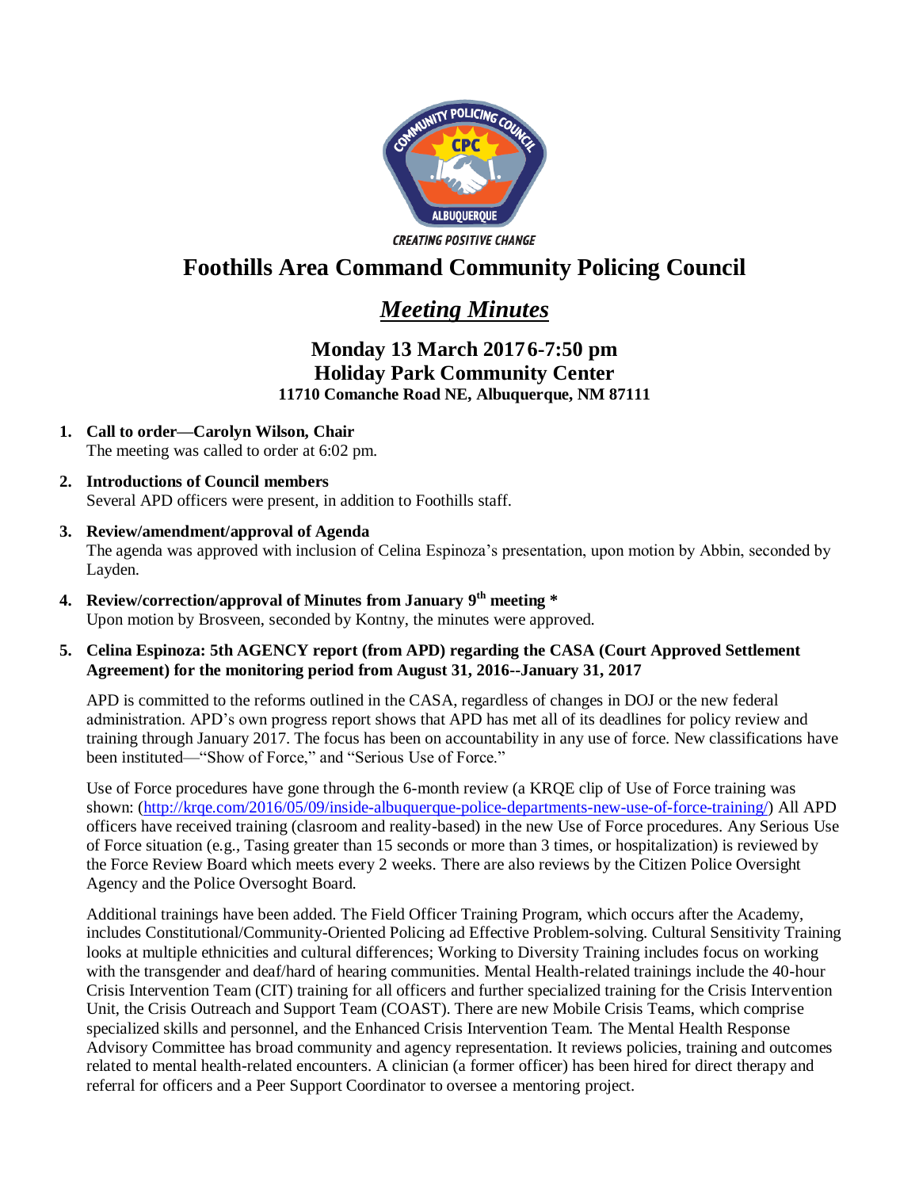# Foothills Area Command Community Policing Council

## *Meeting Minutes*

### Monday 13 March 2017 6-7:50 pm
### Holiday Park Community Center
**11710 Comanche Road NE, Albuquerque, NM 87111**

1. **Call to order—Carolyn Wilson, Chair**
   The meeting was called to order at 6:02 pm.

2. **Introductions of Council members**
   Several APD officers were present, in addition to Foothills staff.

3. **Review/amendment/approval of Agenda**
   The agenda was approved with inclusion of Celina Espinoza's presentation, upon motion by Abbin, seconded by Layden.

4. **Review/correction/approval of Minutes from January 9th meeting ***
   Upon motion by Brosveen, seconded by Kontny, the minutes were approved.

5. **Celina Espinoza: 5th AGENCY report (from APD) regarding the CASA (Court Approved Settlement Agreement) for the monitoring period from August 31, 2016--January 31, 2017**

   APD is committed to the reforms outlined in the CASA, regardless of changes in DOJ or the new federal administration. APD's own progress report shows that APD has met all of its deadlines for policy review and training through January 2017. The focus has been on accountability in any use of force. New classifications have been instituted—"Show of Force," and "Serious Use of Force."

   Use of Force procedures have gone through the 6-month review (a KRQE clip of Use of Force training was shown: (http://krqe.com/2016/05/09/inside-albuquerque-police-departments-new-use-of-force-training/) All APD officers have received training (clasroom and reality-based) in the new Use of Force procedures. Any Serious Use of Force situation (e.g., Tasing greater than 15 seconds or more than 3 times, or hospitalization) is reviewed by the Force Review Board which meets every 2 weeks. There are also reviews by the Citizen Police Oversight Agency and the Police Oversoght Board.

   Additional trainings have been added. The Field Officer Training Program, which occurs after the Academy, includes Constitutional/Community-Oriented Policing ad Effective Problem-solving. Cultural Sensitivity Training looks at multiple ethnicities and cultural differences; Working to Diversity Training includes focus on working with the transgender and deaf/hard of hearing communities. Mental Health-related trainings include the 40-hour Crisis Intervention Team (CIT) training for all officers and further specialized training for the Crisis Intervention Unit, the Crisis Outreach and Support Team (COAST). There are new Mobile Crisis Teams, which comprise specialized skills and personnel, and the Enhanced Crisis Intervention Team. The Mental Health Response Advisory Committee has broad community and agency representation. It reviews policies, training and outcomes related to mental health-related encounters. A clinician (a former officer) has been hired for direct therapy and referral for officers and a Peer Support Coordinator to oversee a mentoring project.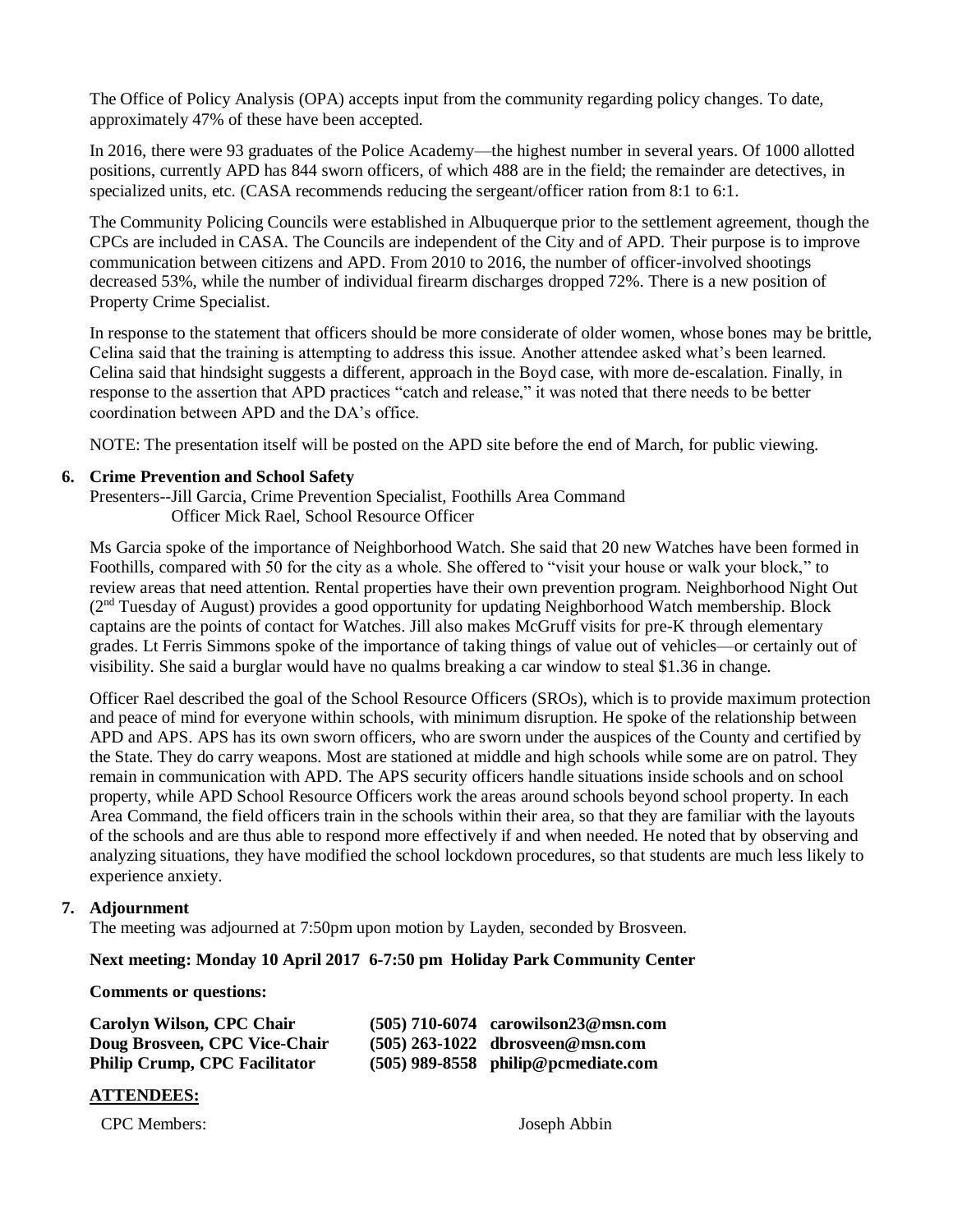The Office of Policy Analysis (OPA) accepts input from the community regarding policy changes. To date, approximately 47% of these have been accepted.

In 2016, there were 93 graduates of the Police Academy—the highest number in several years. Of 1000 allotted positions, currently APD has 844 sworn officers, of which 488 are in the field; the remainder are detectives, in specialized units, etc. (CASA recommends reducing the sergeant/officer ration from 8:1 to 6:1.

The Community Policing Councils were established in Albuquerque prior to the settlement agreement, though the CPCs are included in CASA. The Councils are independent of the City and of APD. Their purpose is to improve communication between citizens and APD. From 2010 to 2016, the number of officer-involved shootings decreased 53%, while the number of individual firearm discharges dropped 72%. There is a new position of Property Crime Specialist.

In response to the statement that officers should be more considerate of older women, whose bones may be brittle, Celina said that the training is attempting to address this issue. Another attendee asked what's been learned. Celina said that hindsight suggests a different, approach in the Boyd case, with more de-escalation. Finally, in response to the assertion that APD practices "catch and release," it was noted that there needs to be better coordination between APD and the DA's office.

NOTE: The presentation itself will be posted on the APD site before the end of March, for public viewing.

**6. Crime Prevention and School Safety**

Presenters--Jill Garcia, Crime Prevention Specialist, Foothills Area Command
Officer Mick Rael, School Resource Officer

Ms Garcia spoke of the importance of Neighborhood Watch. She said that 20 new Watches have been formed in Foothills, compared with 50 for the city as a whole. She offered to "visit your house or walk your block," to review areas that need attention. Rental properties have their own prevention program. Neighborhood Night Out (2nd Tuesday of August) provides a good opportunity for updating Neighborhood Watch membership. Block captains are the points of contact for Watches. Jill also makes McGruff visits for pre-K through elementary grades. Lt Ferris Simmons spoke of the importance of taking things of value out of vehicles—or certainly out of visibility. She said a burglar would have no qualms breaking a car window to steal $1.36 in change.

Officer Rael described the goal of the School Resource Officers (SROs), which is to provide maximum protection and peace of mind for everyone within schools, with minimum disruption. He spoke of the relationship between APD and APS. APS has its own sworn officers, who are sworn under the auspices of the County and certified by the State. They do carry weapons. Most are stationed at middle and high schools while some are on patrol. They remain in communication with APD. The APS security officers handle situations inside schools and on school property, while APD School Resource Officers work the areas around schools beyond school property. In each Area Command, the field officers train in the schools within their area, so that they are familiar with the layouts of the schools and are thus able to respond more effectively if and when needed. He noted that by observing and analyzing situations, they have modified the school lockdown procedures, so that students are much less likely to experience anxiety.

**7. Adjournment**

The meeting was adjourned at 7:50pm upon motion by Layden, seconded by Brosveen.

**Next meeting: Monday 10 April 2017 6-7:50 pm Holiday Park Community Center**

**Comments or questions:**

| | | |
|---|---|---|
| **Carolyn Wilson, CPC Chair** | **(505) 710-6074** | **carowilson23@msn.com** |
| **Doug Brosveen, CPC Vice-Chair** | **(505) 263-1022** | **dbrosveen@msn.com** |
| **Philip Crump, CPC Facilitator** | **(505) 989-8558** | **philip@pcmediate.com** |

**ATTENDEES:**

CPC Members: Joseph Abbin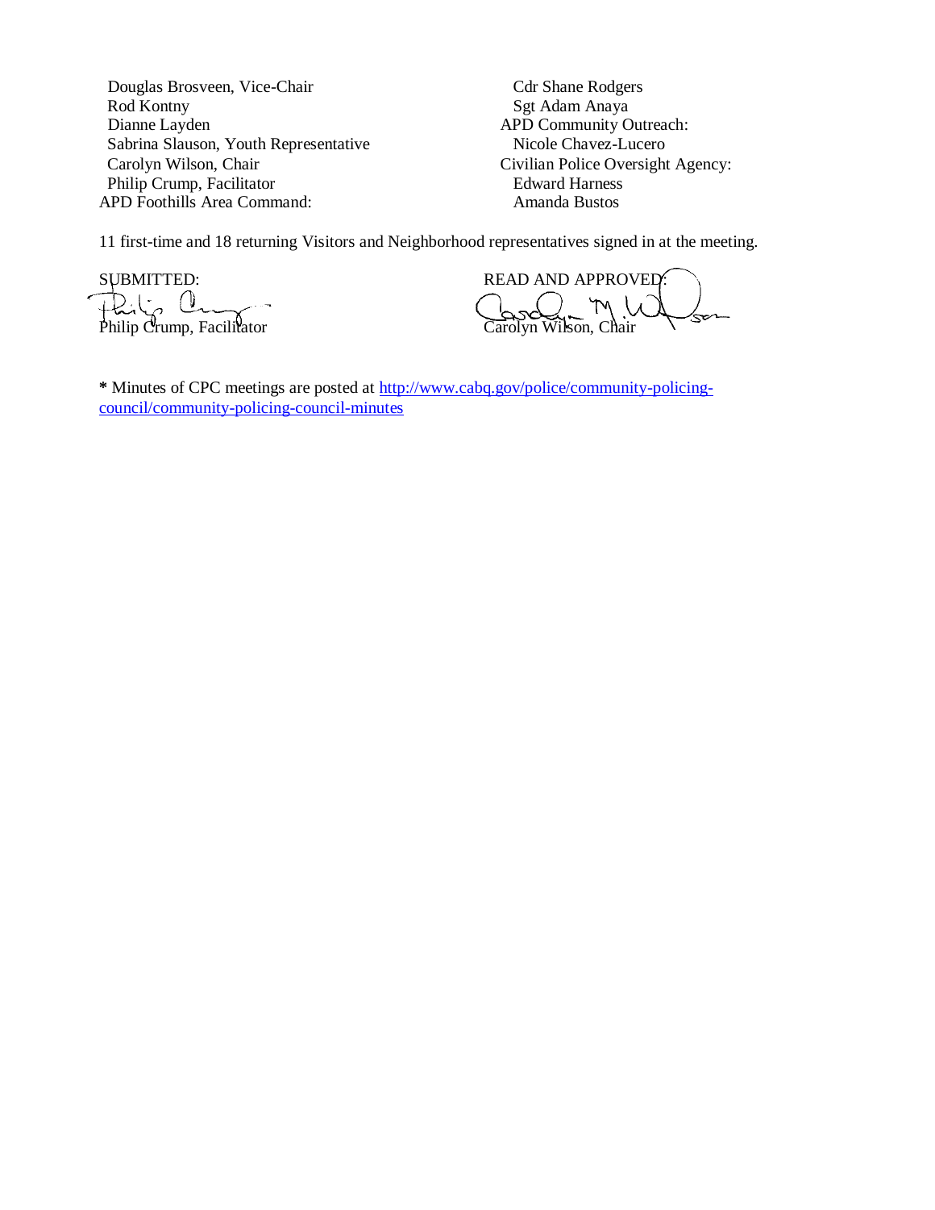Douglas Brosveen, Vice-Chair
Rod Kontny
Dianne Layden
Sabrina Slauson, Youth Representative
Carolyn Wilson, Chair
Philip Crump, Facilitator

APD Foothills Area Command:
Cdr Shane Rodgers
Sgt Adam Anaya

APD Community Outreach:
Nicole Chavez-Lucero

Civilian Police Oversight Agency:
Edward Harness
Amanda Bustos

11 first-time and 18 returning Visitors and Neighborhood representatives signed in at the meeting.

SUBMITTED:
Philip Crump, Facilitator

READ AND APPROVED:
Carolyn Wilson, Chair

**\*** Minutes of CPC meetings are posted at http://www.cabq.gov/police/community-policing-council/community-policing-council-minutes